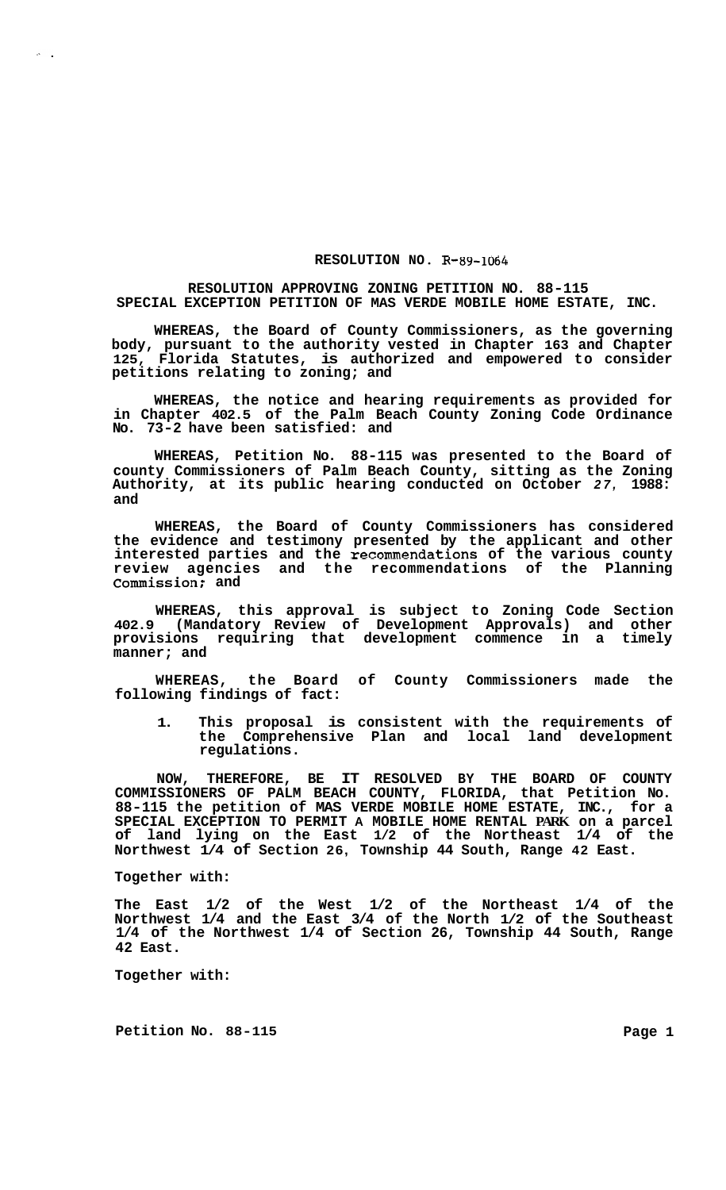**RESOLUTION NO. R-89-1064**

**RESOLUTION APPROVING ZONING PETITION NO. 88-115**
**SPECIAL EXCEPTION PETITION OF MAS VERDE MOBILE HOME ESTATE, INC.**

**WHEREAS, the Board of County Commissioners, as the governing body, pursuant to the authority vested in Chapter 163 and Chapter 125, Florida Statutes, is authorized and empowered to consider petitions relating to zoning; and**

**WHEREAS, the notice and hearing requirements as provided for in Chapter 402.5 of the Palm Beach County Zoning Code Ordinance No. 73-2 have been satisfied: and**

**WHEREAS, Petition No. 88-115 was presented to the Board of county Commissioners of Palm Beach County, sitting as the Zoning Authority, at its public hearing conducted on October 27, 1988: and**

**WHEREAS, the Board of County Commissioners has considered the evidence and testimony presented by the applicant and other interested parties and the recommendations of the various county review agencies and the recommendations of the Planning Commission; and**

**WHEREAS, this approval is subject to Zoning Code Section 402.9 (Mandatory Review of Development Approvals) and other provisions requiring that development commence in a timely manner; and**

**WHEREAS, the Board of County Commissioners made the following findings of fact:**

1. **This proposal is consistent with the requirements of the Comprehensive Plan and local land development regulations.**

**NOW, THEREFORE, BE IT RESOLVED BY THE BOARD OF COUNTY COMMISSIONERS OF PALM BEACH COUNTY, FLORIDA, that Petition No. 88-115 the petition of MAS VERDE MOBILE HOME ESTATE, INC., for a SPECIAL EXCEPTION TO PERMIT A MOBILE HOME RENTAL PARK on a parcel of land lying on the East 1/2 of the Northeast 1/4 of the Northwest 1/4 of Section 26, Township 44 South, Range 42 East.**

**Together with:**

**The East 1/2 of the West 1/2 of the Northeast 1/4 of the Northwest 1/4 and the East 3/4 of the North 1/2 of the Southeast 1/4 of the Northwest 1/4 of Section 26, Township 44 South, Range 42 East.**

**Together with:**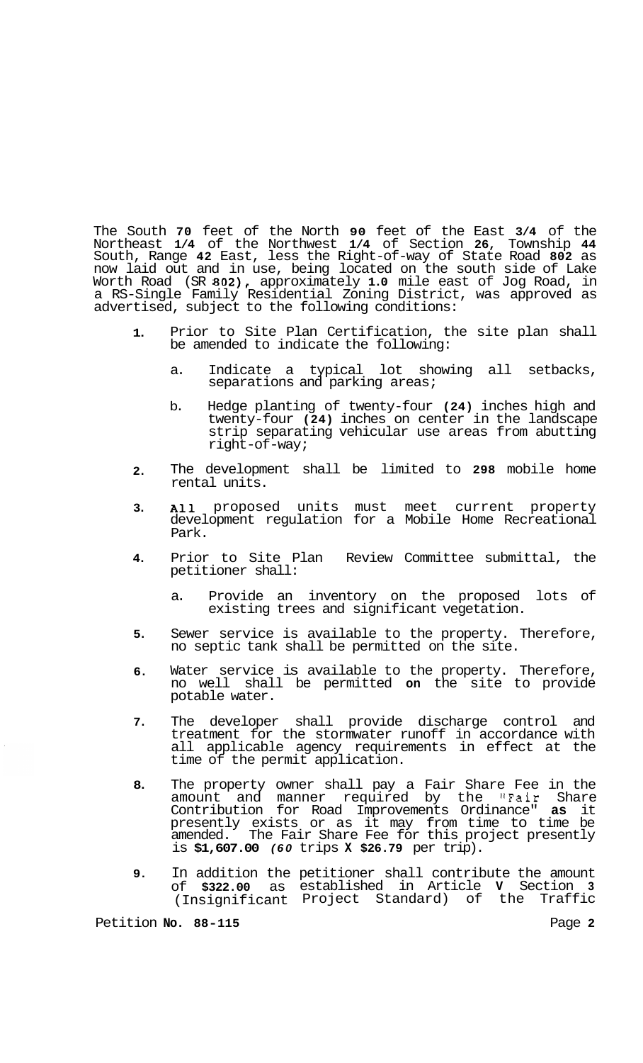The South 70 feet of the North 90 feet of the East 3/4 of the Northeast 1/4 of the Northwest 1/4 of Section 26, Township 44 South, Range 42 East, less the Right-of-way of State Road 802 as now laid out and in use, being located on the south side of Lake Worth Road (SR 802), approximately 1.0 mile east of Jog Road, in a RS-Single Family Residential Zoning District, was approved as advertised, subject to the following conditions:

1. Prior to Site Plan Certification, the site plan shall be amended to indicate the following:

   a. Indicate a typical lot showing all setbacks, separations and parking areas;

   b. Hedge planting of twenty-four (24) inches high and twenty-four (24) inches on center in the landscape strip separating vehicular use areas from abutting right-of-way;

2. The development shall be limited to 298 mobile home rental units.

3. All proposed units must meet current property development regulation for a Mobile Home Recreational Park.

4. Prior to Site Plan Review Committee submittal, the petitioner shall:

   a. Provide an inventory on the proposed lots of existing trees and significant vegetation.

5. Sewer service is available to the property. Therefore, no septic tank shall be permitted on the site.

6. Water service is available to the property. Therefore, no well shall be permitted on the site to provide potable water.

7. The developer shall provide discharge control and treatment for the stormwater runoff in accordance with all applicable agency requirements in effect at the time of the permit application.

8. The property owner shall pay a Fair Share Fee in the amount and manner required by the "Fair Share Contribution for Road Improvements Ordinance" as it presently exists or as it may from time to time be amended. The Fair Share Fee for this project presently is $1,607.00 (60 trips X $26.79 per trip).

9. In addition the petitioner shall contribute the amount of $322.00 as established in Article V Section 3 (Insignificant Project Standard) of the Traffic

Petition No. 88-115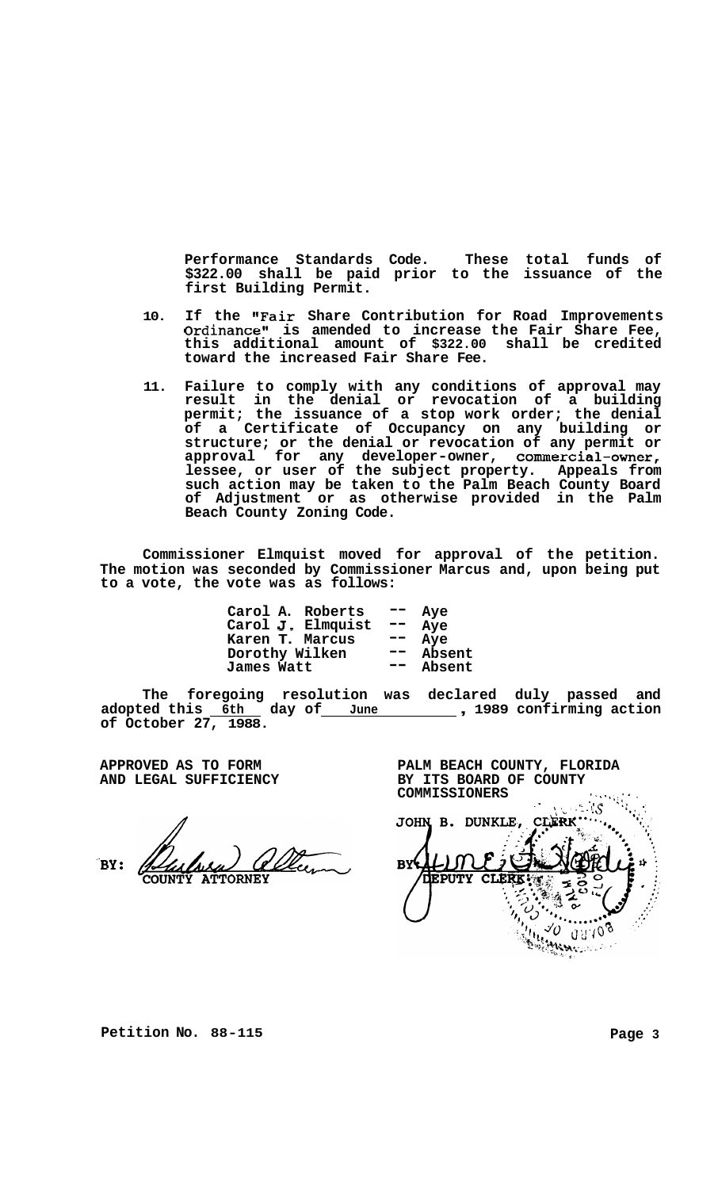**Performance Standards Code. These total funds of $322.00 shall be paid prior to the issuance of the first Building Permit.**

10. **If the "Fair Share Contribution for Road Improvements Ordinance" is amended to increase the Fair Share Fee, this additional amount of $322.00 shall be credited toward the increased Fair Share Fee.**

11. **Failure to comply with any conditions of approval may result in the denial or revocation of a building permit; the issuance of a stop work order; the denial of a Certificate of Occupancy on any building or structure; or the denial or revocation of any permit or approval for any developer-owner, commercial-owner, lessee, or user of the subject property. Appeals from such action may be taken to the Palm Beach County Board of Adjustment or as otherwise provided in the Palm Beach County Zoning Code.**

**Commissioner Elmquist moved for approval of the petition. The motion was seconded by Commissioner Marcus and, upon being put to a vote, the vote was as follows:**

| | | |
|---|---|---|
| **Carol A. Roberts** | **--** | **Aye** |
| **Carol J. Elmquist** | **--** | **Aye** |
| **Karen T. Marcus** | **--** | **Aye** |
| **Dorothy Wilken** | **--** | **Absent** |
| **James Watt** | **--** | **Absent** |

**The foregoing resolution was declared duly passed and adopted this 6th day of June, 1989 confirming action of October 27, 1988.**

**APPROVED AS TO FORM AND LEGAL SUFFICIENCY**

**BY:** ____________________
**COUNTY ATTORNEY**

**PALM BEACH COUNTY, FLORIDA BY ITS BOARD OF COUNTY COMMISSIONERS**

**JOHN B. DUNKLE, CLERK**

**BY:** ____________________
**DEPUTY CLERK**

**Petition No. 88-115**